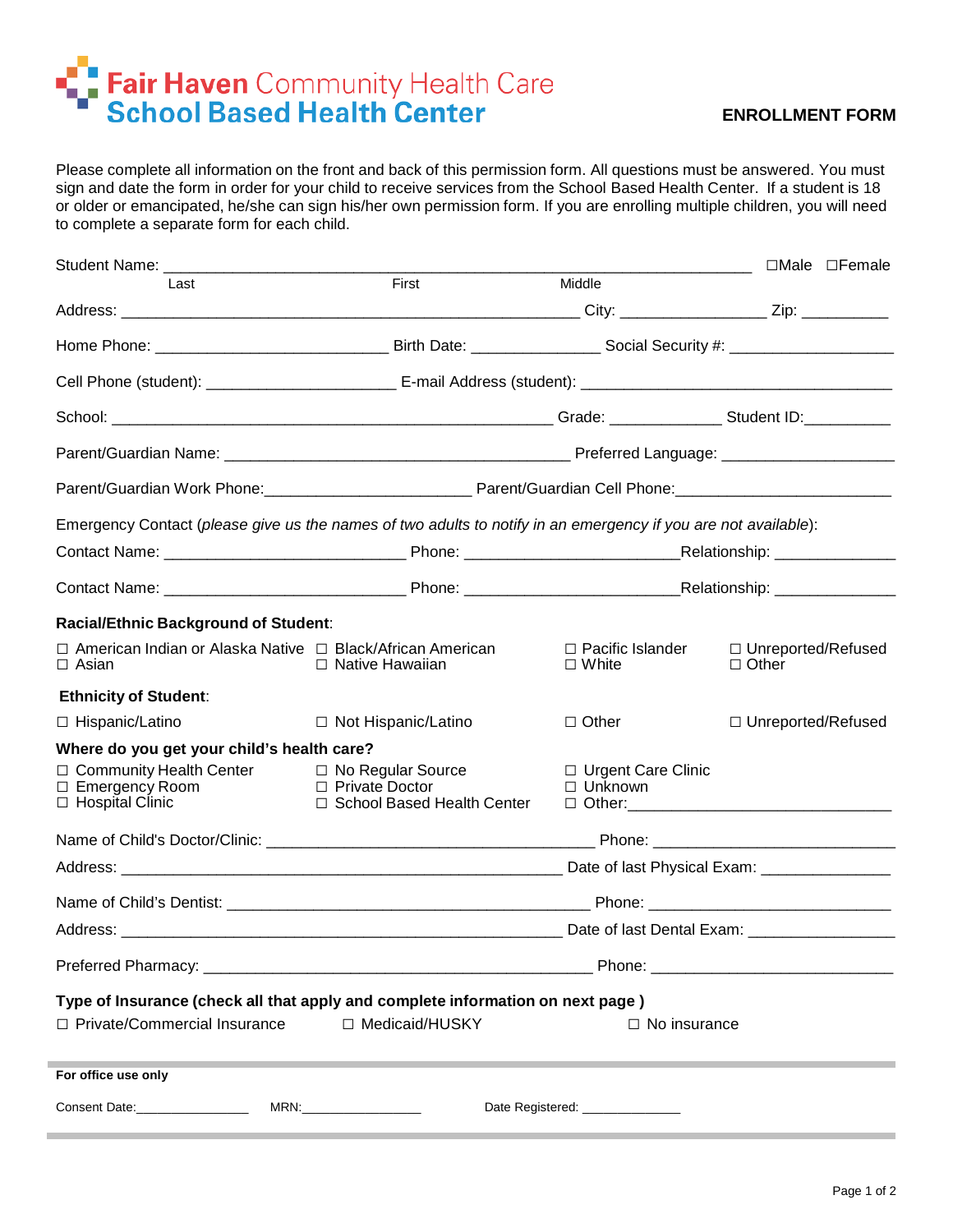# Fair Haven Community Health Care
## School Based Health Center

**ENROLLMENT FORM**

Please complete all information on the front and back of this permission form. All questions must be answered. You must sign and date the form in order for your child to receive services from the School Based Health Center. If a student is 18 or older or emancipated, he/she can sign his/her own permission form. If you are enrolling multiple children, you will need to complete a separate form for each child.

Student Name: ______________________________________________________________ ☐Male ☐Female
Last First Middle

Address: ____________________________________________ City: _______________ Zip: __________

Home Phone: _________________________ Birth Date: ______________ Social Security #: __________________

Cell Phone (student): ____________________ E-mail Address (student): __________________________________

School: ______________________________________________ Grade: ____________ Student ID:__________

Parent/Guardian Name: ____________________________________ Preferred Language: ___________________

Parent/Guardian Work Phone:______________________ Parent/Guardian Cell Phone:_______________________

Emergency Contact (*please give us the names of two adults to notify in an emergency if you are not available*):

Contact Name: _________________________ Phone: _______________________Relationship: _____________

Contact Name: _________________________ Phone: _______________________Relationship: _____________

**Racial/Ethnic Background of Student**:

☐ American Indian or Alaska Native ☐ Black/African American ☐ Pacific Islander ☐ Unreported/Refused
☐ Asian ☐ Native Hawaiian ☐ White ☐ Other

**Ethnicity of Student**:

☐ Hispanic/Latino ☐ Not Hispanic/Latino ☐ Other ☐ Unreported/Refused

**Where do you get your child's health care?**

☐ Community Health Center ☐ No Regular Source ☐ Urgent Care Clinic
☐ Emergency Room ☐ Private Doctor ☐ Unknown
☐ Hospital Clinic ☐ School Based Health Center ☐ Other:____________________________

Name of Child's Doctor/Clinic: ___________________________________ Phone: __________________________

Address: ______________________________________________ Date of last Physical Exam: ______________

Name of Child's Dentist: ______________________________________ Phone: __________________________

Address: ______________________________________________ Date of last Dental Exam: ________________

Preferred Pharmacy: __________________________________________ Phone: __________________________

**Type of Insurance (check all that apply and complete information on next page )**

☐ Private/Commercial Insurance ☐ Medicaid/HUSKY ☐ No insurance

---

**For office use only**

Consent Date:_______________ MRN:________________ Date Registered: _____________

---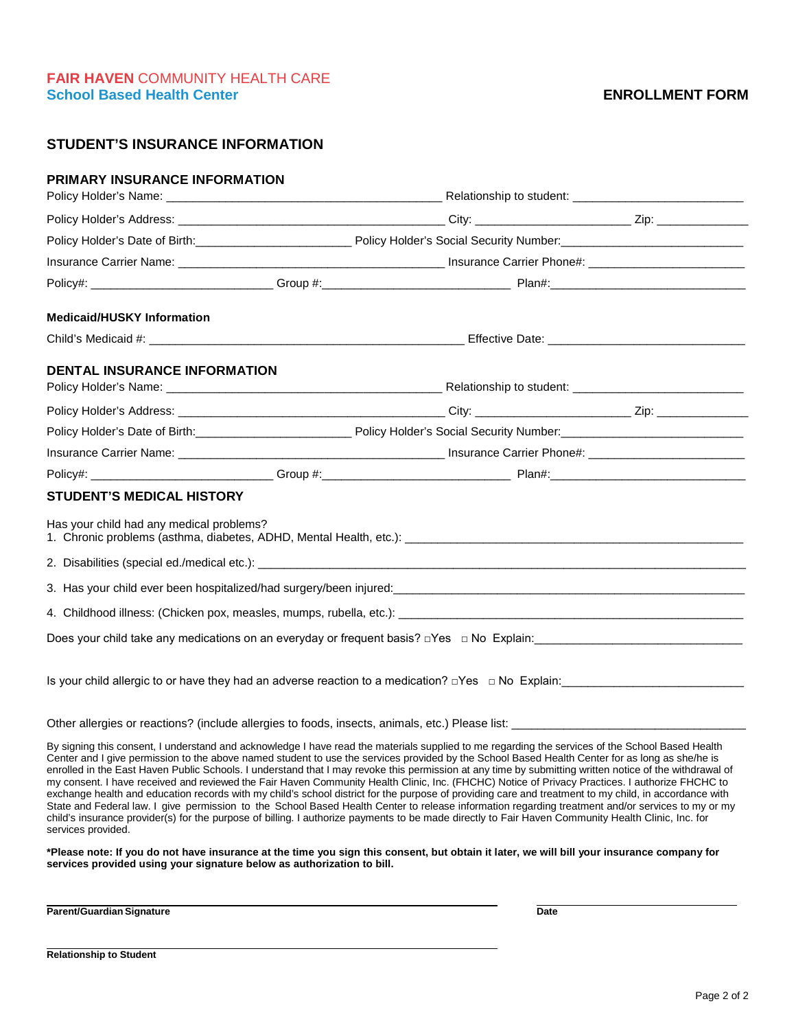**FAIR HAVEN** COMMUNITY HEALTH CARE
**School Based Health Center**

**ENROLLMENT FORM**

## STUDENT'S INSURANCE INFORMATION

### PRIMARY INSURANCE INFORMATION

Policy Holder's Name: __________________________________________ Relationship to student: __________________________

Policy Holder's Address: ________________________________________ City: ________________________ Zip: ______________

Policy Holder's Date of Birth:________________________ Policy Holder's Social Security Number:____________________________

Insurance Carrier Name: ________________________________________ Insurance Carrier Phone#: ________________________

Policy#: ____________________________ Group #:_____________________________ Plan#:______________________________

**Medicaid/HUSKY Information**

Child's Medicaid #: ________________________________________________ Effective Date: ______________________________

### DENTAL INSURANCE INFORMATION

Policy Holder's Name: __________________________________________ Relationship to student: __________________________

Policy Holder's Address: ________________________________________ City: ________________________ Zip: ______________

Policy Holder's Date of Birth:________________________ Policy Holder's Social Security Number:____________________________

Insurance Carrier Name: ________________________________________ Insurance Carrier Phone#: ________________________

Policy#: ____________________________ Group #:_____________________________ Plan#:______________________________

### STUDENT'S MEDICAL HISTORY

Has your child had any medical problems?

1. Chronic problems (asthma, diabetes, ADHD, Mental Health, etc.): ____________________________________________________
2. Disabilities (special ed./medical etc.): ____________________________________________________________________________
3. Has your child ever been hospitalized/had surgery/been injured:_______________________________________________________
4. Childhood illness: (Chicken pox, measles, mumps, rubella, etc.): ______________________________________________________

Does your child take any medications on an everyday or frequent basis? □Yes □ No Explain:_______________________________

Is your child allergic to or have they had an adverse reaction to a medication? □Yes □ No Explain:___________________________

Other allergies or reactions? (include allergies to foods, insects, animals, etc.) Please list: ____________________________________

By signing this consent, I understand and acknowledge I have read the materials supplied to me regarding the services of the School Based Health Center and I give permission to the above named student to use the services provided by the School Based Health Center for as long as she/he is enrolled in the East Haven Public Schools. I understand that I may revoke this permission at any time by submitting written notice of the withdrawal of my consent. I have received and reviewed the Fair Haven Community Health Clinic, Inc. (FHCHC) Notice of Privacy Practices. I authorize FHCHC to exchange health and education records with my child's school district for the purpose of providing care and treatment to my child, in accordance with State and Federal law. I give permission to the School Based Health Center to release information regarding treatment and/or services to my or my child's insurance provider(s) for the purpose of billing. I authorize payments to be made directly to Fair Haven Community Health Clinic, Inc. for services provided.

**\*Please note: If you do not have insurance at the time you sign this consent, but obtain it later, we will bill your insurance company for services provided using your signature below as authorization to bill.**

______________________________________________________________ ______________________________

**Parent/Guardian Signature** **Date**

______________________________________________________________

**Relationship to Student**